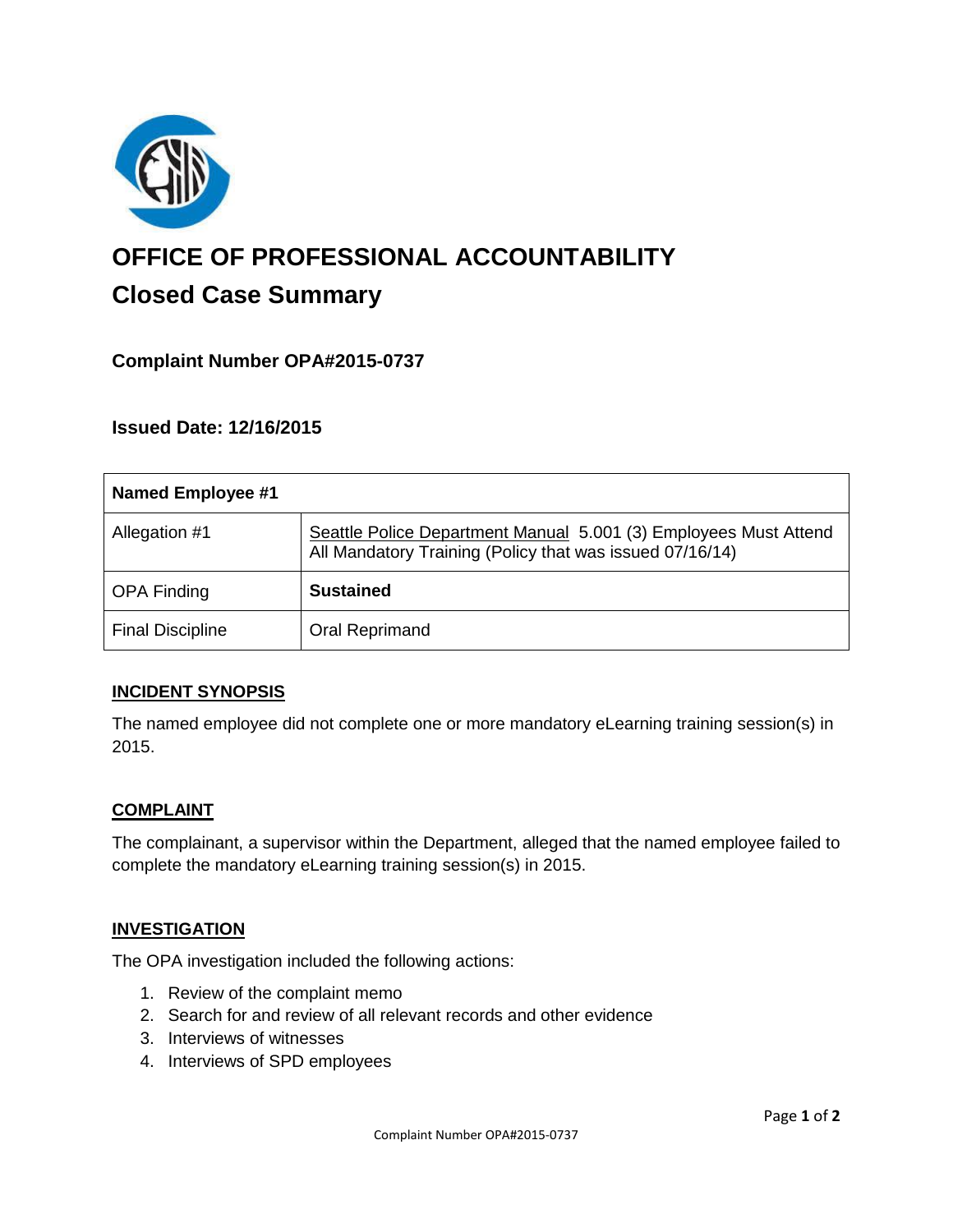# OFFICE OF PROFESSIONAL ACCOUNTABILITY

## Closed Case Summary

### Complaint Number OPA#2015-0737

### Issued Date: 12/16/2015

| Named Employee #1 | |
|---|---|
| Allegation #1 | Seattle Police Department Manual 5.001 (3) Employees Must Attend All Mandatory Training (Policy that was issued 07/16/14) |
| OPA Finding | **Sustained** |
| Final Discipline | Oral Reprimand |

**INCIDENT SYNOPSIS**

The named employee did not complete one or more mandatory eLearning training session(s) in 2015.

**COMPLAINT**

The complainant, a supervisor within the Department, alleged that the named employee failed to complete the mandatory eLearning training session(s) in 2015.

**INVESTIGATION**

The OPA investigation included the following actions:

1. Review of the complaint memo
2. Search for and review of all relevant records and other evidence
3. Interviews of witnesses
4. Interviews of SPD employees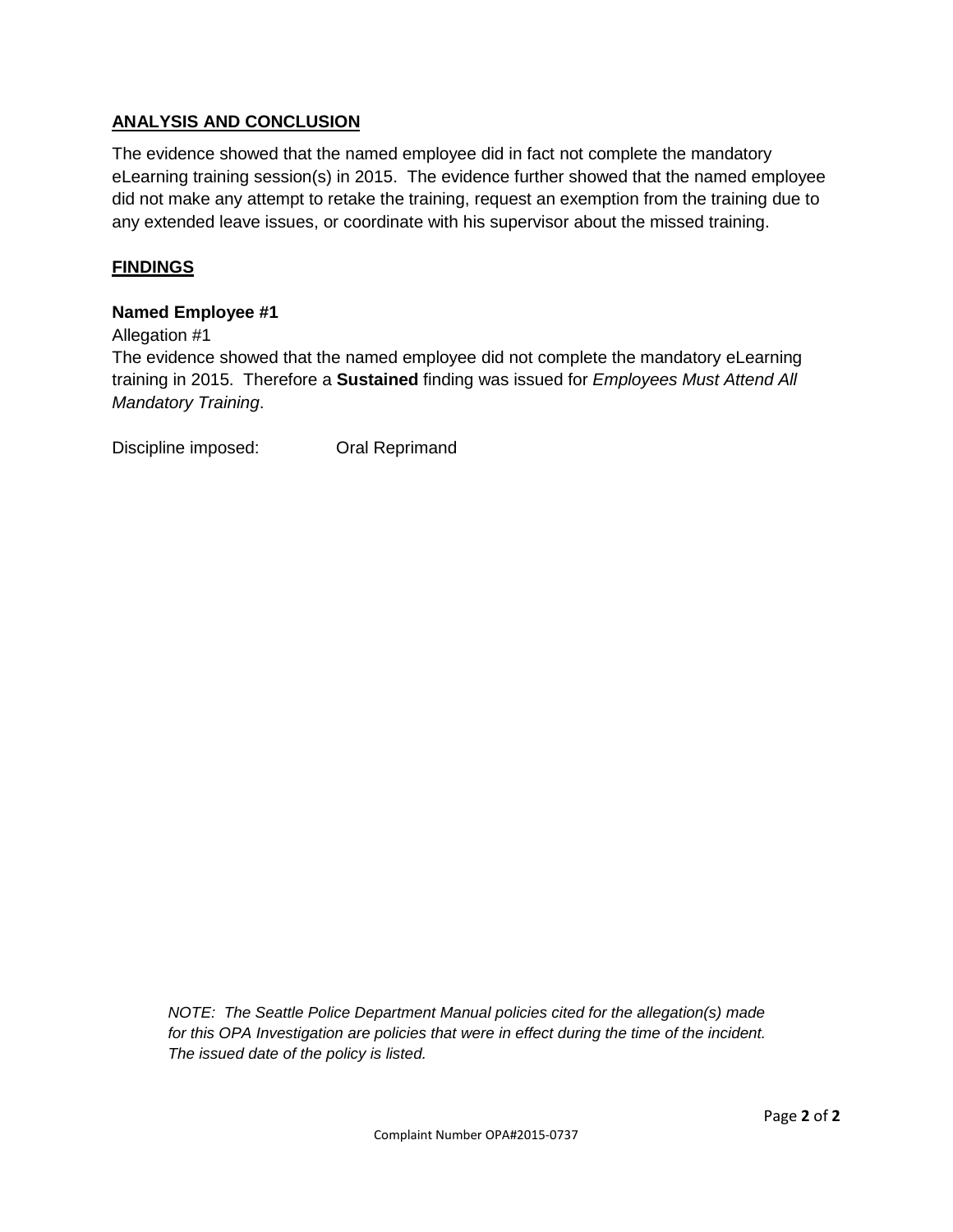## ANALYSIS AND CONCLUSION

The evidence showed that the named employee did in fact not complete the mandatory eLearning training session(s) in 2015. The evidence further showed that the named employee did not make any attempt to retake the training, request an exemption from the training due to any extended leave issues, or coordinate with his supervisor about the missed training.

## FINDINGS

**Named Employee #1**

Allegation #1

The evidence showed that the named employee did not complete the mandatory eLearning training in 2015. Therefore a **Sustained** finding was issued for *Employees Must Attend All Mandatory Training*.

Discipline imposed: Oral Reprimand

*NOTE: The Seattle Police Department Manual policies cited for the allegation(s) made for this OPA Investigation are policies that were in effect during the time of the incident. The issued date of the policy is listed.*

Complaint Number OPA#2015-0737